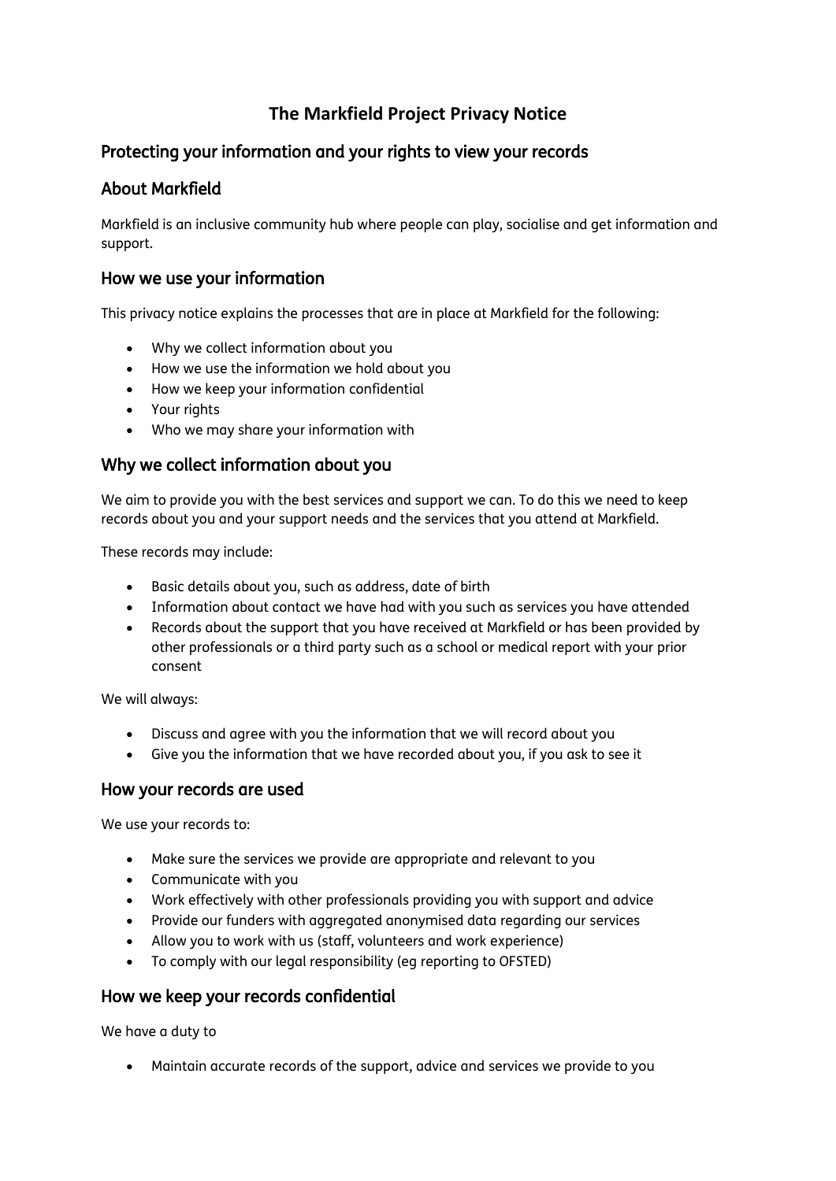# The Markfield Project Privacy Notice

## Protecting your information and your rights to view your records

## About Markfield

Markfield is an inclusive community hub where people can play, socialise and get information and support.

## How we use your information

This privacy notice explains the processes that are in place at Markfield for the following:

- Why we collect information about you
- How we use the information we hold about you
- How we keep your information confidential
- Your rights
- Who we may share your information with

## Why we collect information about you

We aim to provide you with the best services and support we can. To do this we need to keep records about you and your support needs and the services that you attend at Markfield.

These records may include:

- Basic details about you, such as address, date of birth
- Information about contact we have had with you such as services you have attended
- Records about the support that you have received at Markfield or has been provided by other professionals or a third party such as a school or medical report with your prior consent

We will always:

- Discuss and agree with you the information that we will record about you
- Give you the information that we have recorded about you, if you ask to see it

## How your records are used

We use your records to:

- Make sure the services we provide are appropriate and relevant to you
- Communicate with you
- Work effectively with other professionals providing you with support and advice
- Provide our funders with aggregated anonymised data regarding our services
- Allow you to work with us (staff, volunteers and work experience)
- To comply with our legal responsibility (eg reporting to OFSTED)

## How we keep your records confidential

We have a duty to

- Maintain accurate records of the support, advice and services we provide to you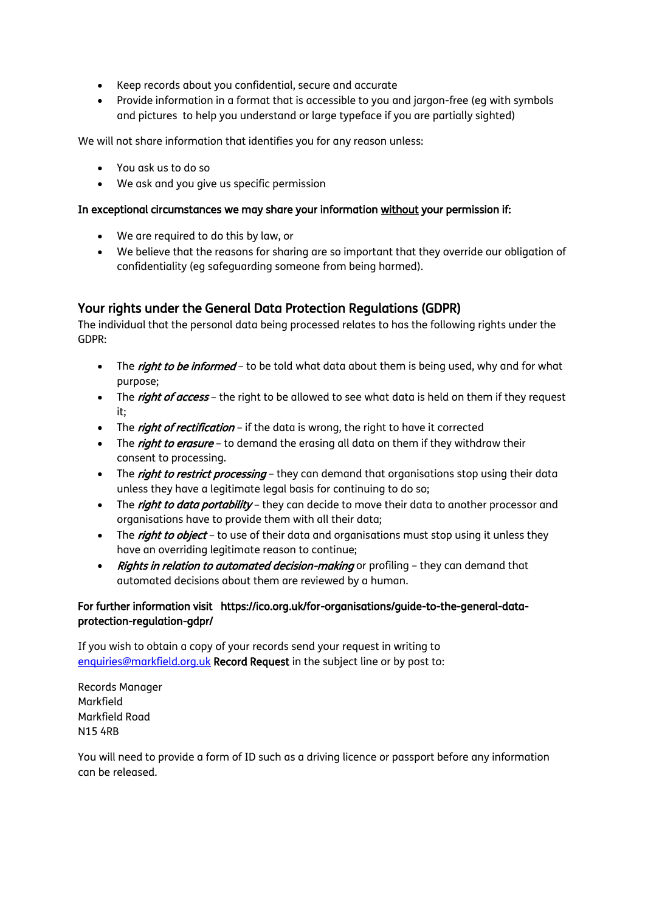- Keep records about you confidential, secure and accurate
- Provide information in a format that is accessible to you and jargon-free (eg with symbols and pictures to help you understand or large typeface if you are partially sighted)

We will not share information that identifies you for any reason unless:

- You ask us to do so
- We ask and you give us specific permission

**In exceptional circumstances we may share your information <u>without</u> your permission if:**

- We are required to do this by law, or
- We believe that the reasons for sharing are so important that they override our obligation of confidentiality (eg safeguarding someone from being harmed).

## Your rights under the General Data Protection Regulations (GDPR)

The individual that the personal data being processed relates to has the following rights under the GDPR:

- The ***right to be informed*** – to be told what data about them is being used, why and for what purpose;
- The ***right of access*** – the right to be allowed to see what data is held on them if they request it;
- The ***right of rectification*** – if the data is wrong, the right to have it corrected
- The ***right to erasure*** – to demand the erasing all data on them if they withdraw their consent to processing.
- The ***right to restrict processing*** – they can demand that organisations stop using their data unless they have a legitimate legal basis for continuing to do so;
- The ***right to data portability*** – they can decide to move their data to another processor and organisations have to provide them with all their data;
- The ***right to object*** – to use of their data and organisations must stop using it unless they have an overriding legitimate reason to continue;
- ***Rights in relation to automated decision-making*** or profiling – they can demand that automated decisions about them are reviewed by a human.

**For further information visit https://ico.org.uk/for-organisations/guide-to-the-general-data-protection-regulation-gdpr/**

If you wish to obtain a copy of your records send your request in writing to enquiries@markfield.org.uk **Record Request** in the subject line or by post to:

Records Manager
Markfield
Markfield Road
N15 4RB

You will need to provide a form of ID such as a driving licence or passport before any information can be released.